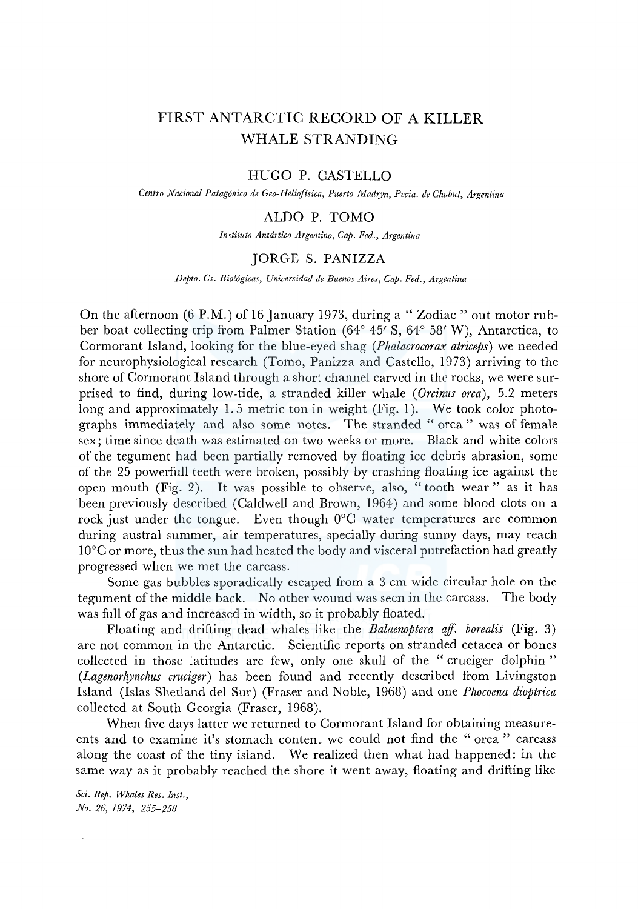# FIRST ANTARCTIC RECORD OF A KILLER WHALE STRANDING

HUGO P. CASTELLO

*Centro Nacional Patagónico de Geo-Heliofísica, Puerto Madryn, Pvcia. de Chubut, Argentina*

ALDO P. TOMO

*Instituto Antártico Argentino, Cap. Fed., Argentina*

JORGE S. PANIZZA

*Depto. Cs. Biológicas, Universidad de Buenos Aires, Cap. Fed., Argentina*

On the afternoon (6 P.M.) of 16 January 1973, during a " Zodiac " out motor rubber boat collecting trip from Palmer Station (64° 45′ S, 64° 58′ W), Antarctica, to Cormorant Island, looking for the blue-eyed shag (*Phalacrocorax atriceps*) we needed for neurophysiological research (Tomo, Panizza and Castello, 1973) arriving to the shore of Cormorant Island through a short channel carved in the rocks, we were surprised to find, during low-tide, a stranded killer whale (*Orcinus orca*), 5.2 meters long and approximately 1.5 metric ton in weight (Fig. 1). We took color photographs immediately and also some notes. The stranded " orca " was of female sex; time since death was estimated on two weeks or more. Black and white colors of the tegument had been partially removed by floating ice debris abrasion, some of the 25 powerfull teeth were broken, possibly by crashing floating ice against the open mouth (Fig. 2). It was possible to observe, also, " tooth wear " as it has been previously described (Caldwell and Brown, 1964) and some blood clots on a rock just under the tongue. Even though 0°C water temperatures are common during austral summer, air temperatures, specially during sunny days, may reach 10°C or more, thus the sun had heated the body and visceral putrefaction had greatly progressed when we met the carcass.

Some gas bubbles sporadically escaped from a 3 cm wide circular hole on the tegument of the middle back. No other wound was seen in the carcass. The body was full of gas and increased in width, so it probably floated.

Floating and drifting dead whales like the *Balaenoptera aff. borealis* (Fig. 3) are not common in the Antarctic. Scientific reports on stranded cetacea or bones collected in those latitudes are few, only one skull of the " cruciger dolphin " (*Lagenorhynchus cruciger*) has been found and recently described from Livingston Island (Islas Shetland del Sur) (Fraser and Noble, 1968) and one *Phocoena dioptrica* collected at South Georgia (Fraser, 1968).

When five days latter we returned to Cormorant Island for obtaining measurements and to examine it's stomach content we could not find the " orca " carcass along the coast of the tiny island. We realized then what had happened: in the same way as it probably reached the shore it went away, floating and drifting like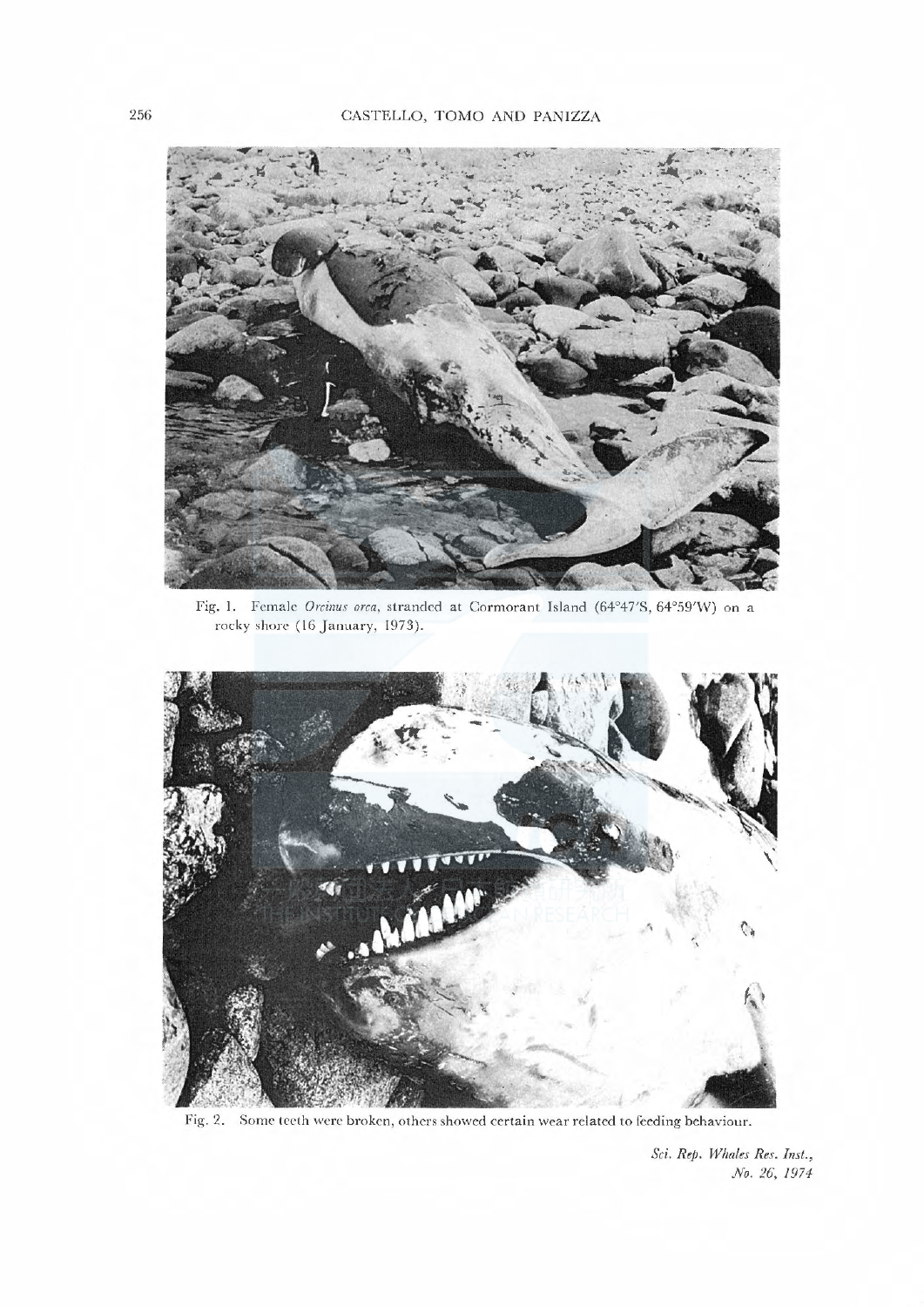Fig. 1. Female *Orcinus orca*, stranded at Cormorant Island (64°47′S, 64°59′W) on a rocky shore (16 January, 1973).

Fig. 2. Some teeth were broken, others showed certain wear related to feeding behaviour.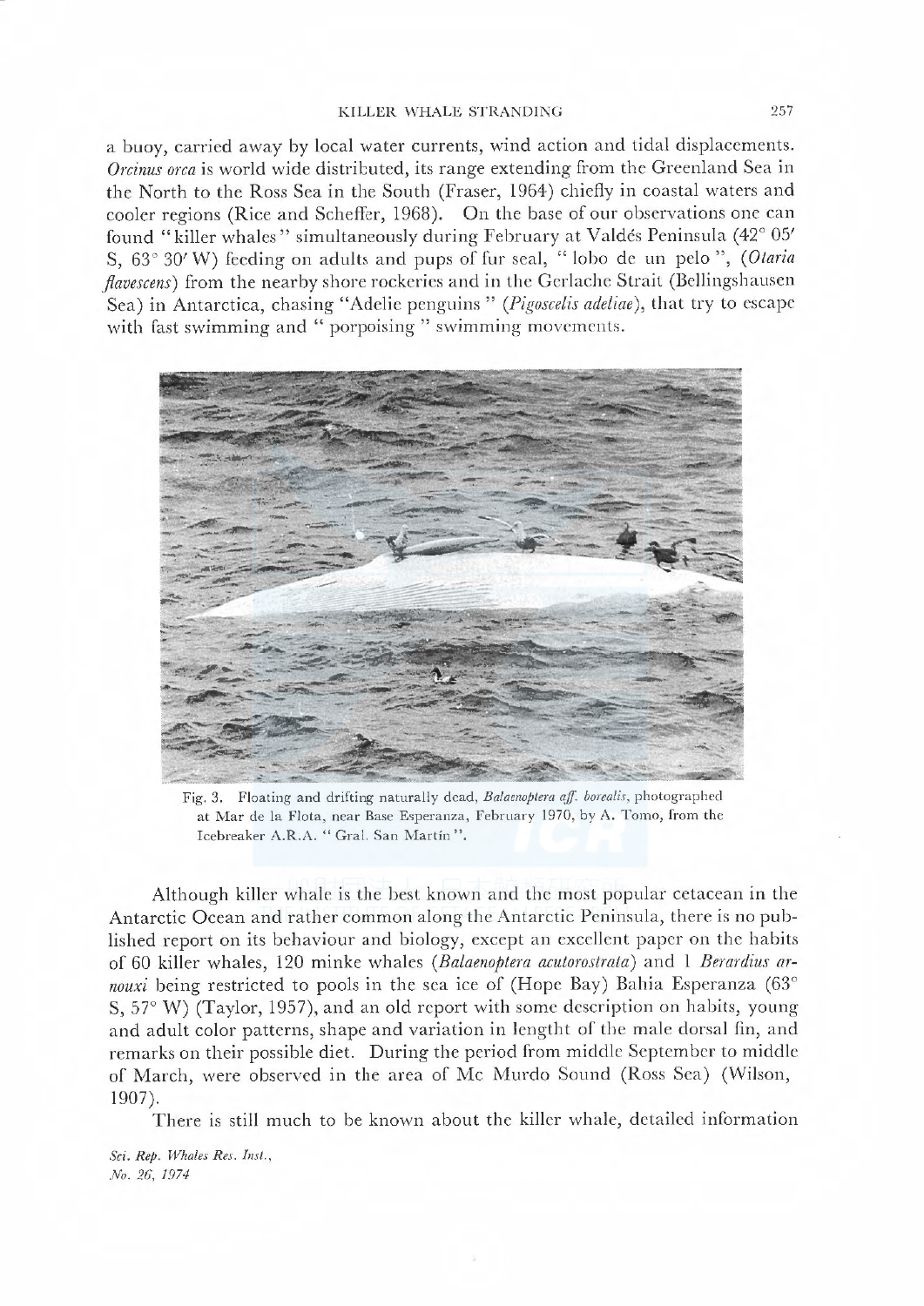a buoy, carried away by local water currents, wind action and tidal displacements. *Orcinus orca* is world wide distributed, its range extending from the Greenland Sea in the North to the Ross Sea in the South (Fraser, 1964) chiefly in coastal waters and cooler regions (Rice and Scheffer, 1968). On the base of our observations one can found "killer whales" simultaneously during February at Valdés Peninsula (42° 05′ S, 63° 30′ W) feeding on adults and pups of fur seal, "lobo de un pelo", (*Otaria flavescens*) from the nearby shore rockeries and in the Gerlache Strait (Bellingshausen Sea) in Antarctica, chasing "Adelie penguins" (*Pigoscelis adeliae*), that try to escape with fast swimming and "porpoising" swimming movements.

Fig. 3. Floating and drifting naturally dead, *Balaenoptera aff. borealis*, photographed at Mar de la Flota, near Base Esperanza, February 1970, by A. Tomo, from the Icebreaker A.R.A. "Gral. San Martín".

Although killer whale is the best known and the most popular cetacean in the Antarctic Ocean and rather common along the Antarctic Peninsula, there is no published report on its behaviour and biology, except an excellent paper on the habits of 60 killer whales, 120 minke whales (*Balaenoptera acutorostrata*) and 1 *Berardius arnouxi* being restricted to pools in the sea ice of (Hope Bay) Bahia Esperanza (63° S, 57° W) (Taylor, 1957), and an old report with some description on habits, young and adult color patterns, shape and variation in lengtht of the male dorsal fin, and remarks on their possible diet. During the period from middle September to middle of March, were observed in the area of Mc Murdo Sound (Ross Sea) (Wilson, 1907).

There is still much to be known about the killer whale, detailed information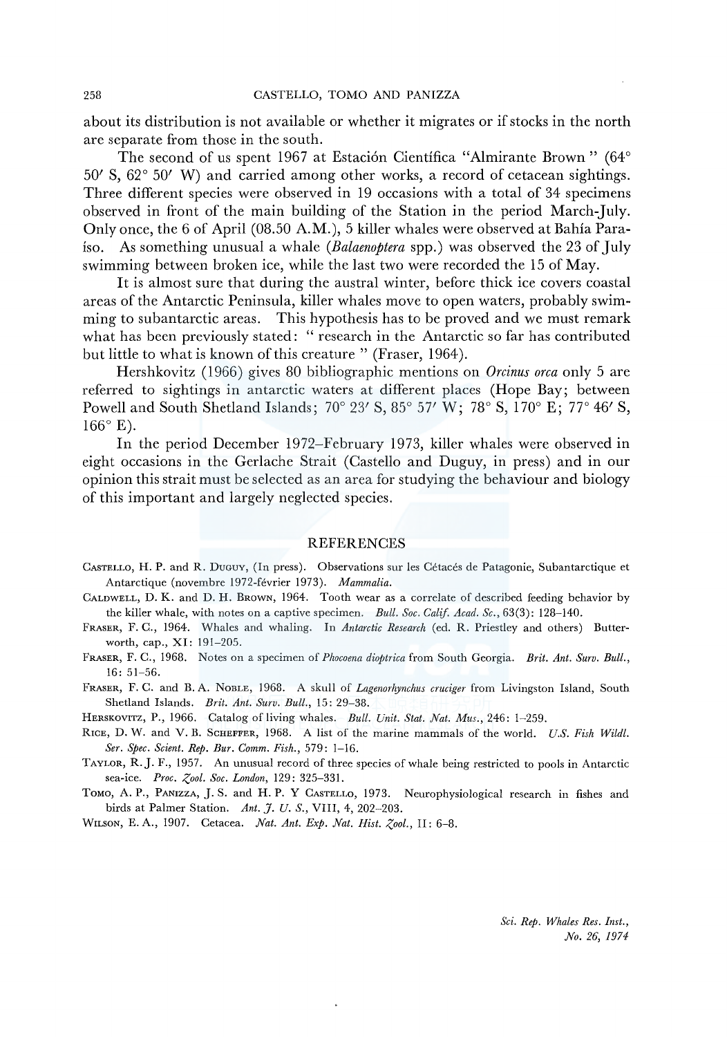about its distribution is not available or whether it migrates or if stocks in the north are separate from those in the south.

The second of us spent 1967 at Estación Científica "Almirante Brown" (64° 50′ S, 62° 50′ W) and carried among other works, a record of cetacean sightings. Three different species were observed in 19 occasions with a total of 34 specimens observed in front of the main building of the Station in the period March-July. Only once, the 6 of April (08.50 A.M.), 5 killer whales were observed at Bahía Paraíso. As something unusual a whale (*Balaenoptera* spp.) was observed the 23 of July swimming between broken ice, while the last two were recorded the 15 of May.

It is almost sure that during the austral winter, before thick ice covers coastal areas of the Antarctic Peninsula, killer whales move to open waters, probably swimming to subantarctic areas. This hypothesis has to be proved and we must remark what has been previously stated: " research in the Antarctic so far has contributed but little to what is known of this creature " (Fraser, 1964).

Hershkovitz (1966) gives 80 bibliographic mentions on *Orcinus orca* only 5 are referred to sightings in antarctic waters at different places (Hope Bay; between Powell and South Shetland Islands; 70° 23′ S, 85° 57′ W; 78° S, 170° E; 77° 46′ S, 166° E).

In the period December 1972–February 1973, killer whales were observed in eight occasions in the Gerlache Strait (Castello and Duguy, in press) and in our opinion this strait must be selected as an area for studying the behaviour and biology of this important and largely neglected species.

## REFERENCES

Castello, H. P. and R. Duguy, (In press). Observations sur les Cétacés de Patagonie, Subantarctique et Antarctique (novembre 1972-février 1973). *Mammalia*.

Caldwell, D. K. and D. H. Brown, 1964. Tooth wear as a correlate of described feeding behavior by the killer whale, with notes on a captive specimen. *Bull. Soc. Calif. Acad. Sc.*, 63(3): 128–140.

Fraser, F. C., 1964. Whales and whaling. In *Antarctic Research* (ed. R. Priestley and others) Butterworth, cap., XI: 191–205.

Fraser, F. C., 1968. Notes on a specimen of *Phocoena dioptrica* from South Georgia. *Brit. Ant. Surv. Bull.*, 16: 51–56.

Fraser, F. C. and B. A. Noble, 1968. A skull of *Lagenorhynchus cruciger* from Livingston Island, South Shetland Islands. *Brit. Ant. Surv. Bull.*, 15: 29–38.

Herskovitz, P., 1966. Catalog of living whales. *Bull. Unit. Stat. Nat. Mus.*, 246: 1–259.

Rice, D. W. and V. B. Scheffer, 1968. A list of the marine mammals of the world. *U.S. Fish Wildl. Ser. Spec. Scient. Rep. Bur. Comm. Fish.*, 579: 1–16.

Taylor, R. J. F., 1957. An unusual record of three species of whale being restricted to pools in Antarctic sea-ice. *Proc. Zool. Soc. London*, 129: 325–331.

Tomo, A. P., Panizza, J. S. and H. P. Y Castello, 1973. Neurophysiological research in fishes and birds at Palmer Station. *Ant. J. U. S.*, VIII, 4, 202–203.

Wilson, E. A., 1907. Cetacea. *Nat. Ant. Exp. Nat. Hist. Zool.*, II: 6–8.